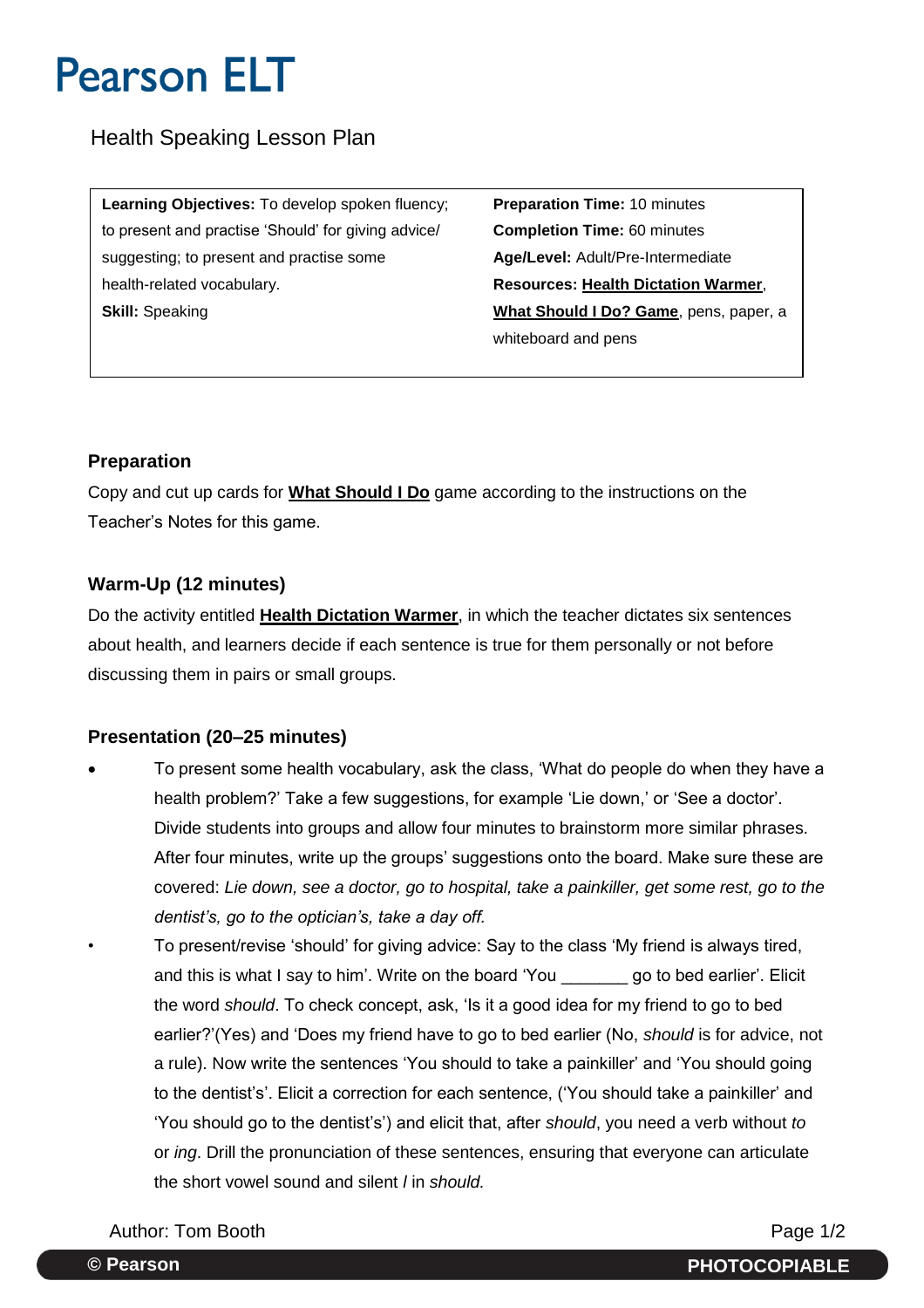# Pearson ELT

## Health Speaking Lesson Plan

| | |
|---|---|
| **Learning Objectives:** To develop spoken fluency; to present and practise 'Should' for giving advice/ suggesting; to present and practise some health-related vocabulary.<br>**Skill:** Speaking | **Preparation Time:** 10 minutes<br>**Completion Time:** 60 minutes<br>**Age/Level:** Adult/Pre-Intermediate<br>**Resources:** **Health Dictation Warmer**, **What Should I Do? Game**, pens, paper, a whiteboard and pens |

### Preparation

Copy and cut up cards for **What Should I Do** game according to the instructions on the Teacher's Notes for this game.

### Warm-Up (12 minutes)

Do the activity entitled **Health Dictation Warmer**, in which the teacher dictates six sentences about health, and learners decide if each sentence is true for them personally or not before discussing them in pairs or small groups.

### Presentation (20–25 minutes)

- To present some health vocabulary, ask the class, 'What do people do when they have a health problem?' Take a few suggestions, for example 'Lie down,' or 'See a doctor'. Divide students into groups and allow four minutes to brainstorm more similar phrases. After four minutes, write up the groups' suggestions onto the board. Make sure these are covered: *Lie down, see a doctor, go to hospital, take a painkiller, get some rest, go to the dentist's, go to the optician's, take a day off.*
- To present/revise 'should' for giving advice: Say to the class 'My friend is always tired, and this is what I say to him'. Write on the board 'You _______ go to bed earlier'. Elicit the word *should*. To check concept, ask, 'Is it a good idea for my friend to go to bed earlier?'(Yes) and 'Does my friend have to go to bed earlier (No, *should* is for advice, not a rule). Now write the sentences 'You should to take a painkiller' and 'You should going to the dentist's'. Elicit a correction for each sentence, ('You should take a painkiller' and 'You should go to the dentist's') and elicit that, after *should*, you need a verb without *to* or *ing*. Drill the pronunciation of these sentences, ensuring that everyone can articulate the short vowel sound and silent *l* in *should.*

Author: Tom Booth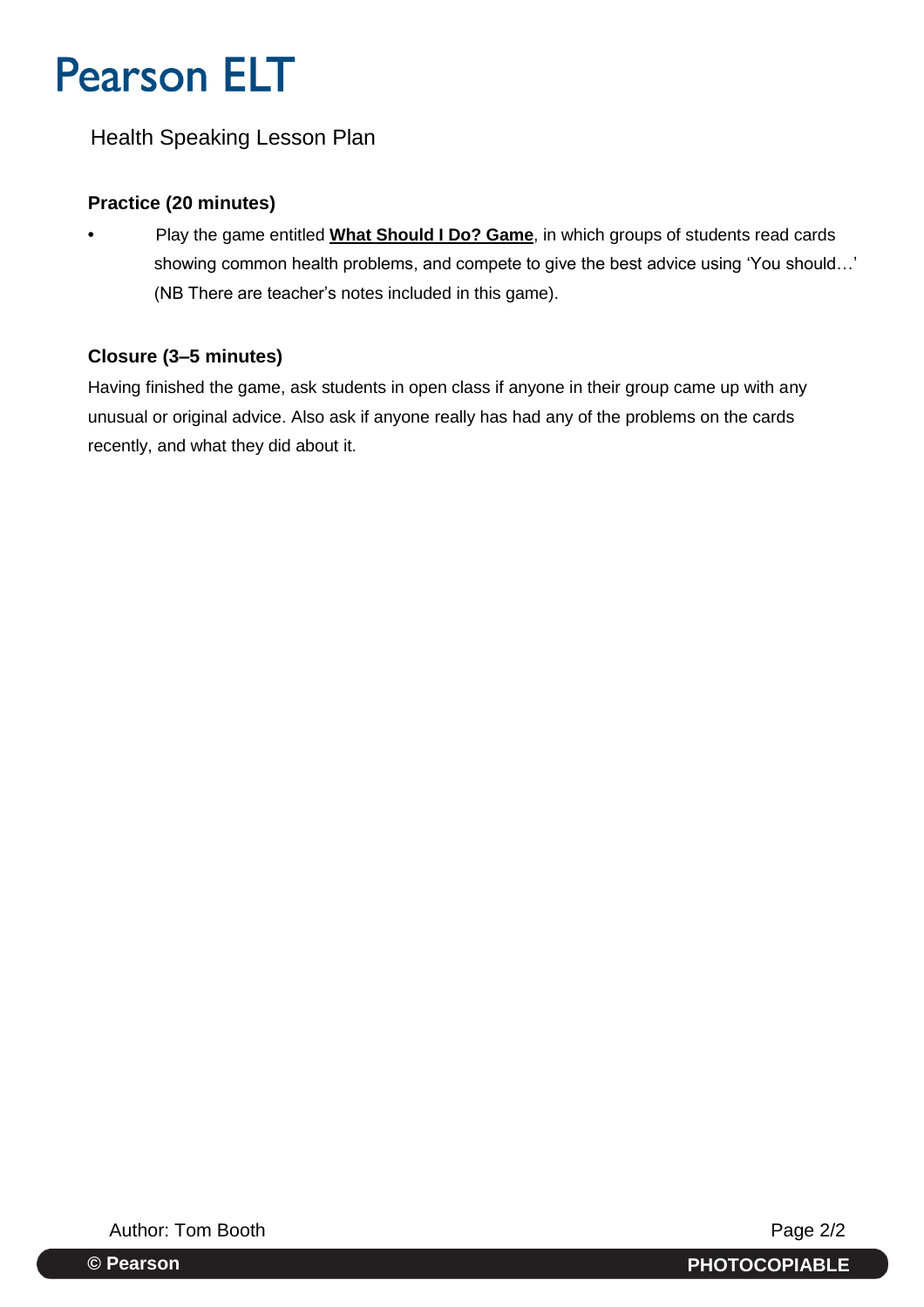## Practice (20 minutes)

- Play the game entitled **What Should I Do? Game**, in which groups of students read cards showing common health problems, and compete to give the best advice using 'You should…' (NB There are teacher's notes included in this game).

## Closure (3–5 minutes)

Having finished the game, ask students in open class if anyone in their group came up with any unusual or original advice. Also ask if anyone really has had any of the problems on the cards recently, and what they did about it.